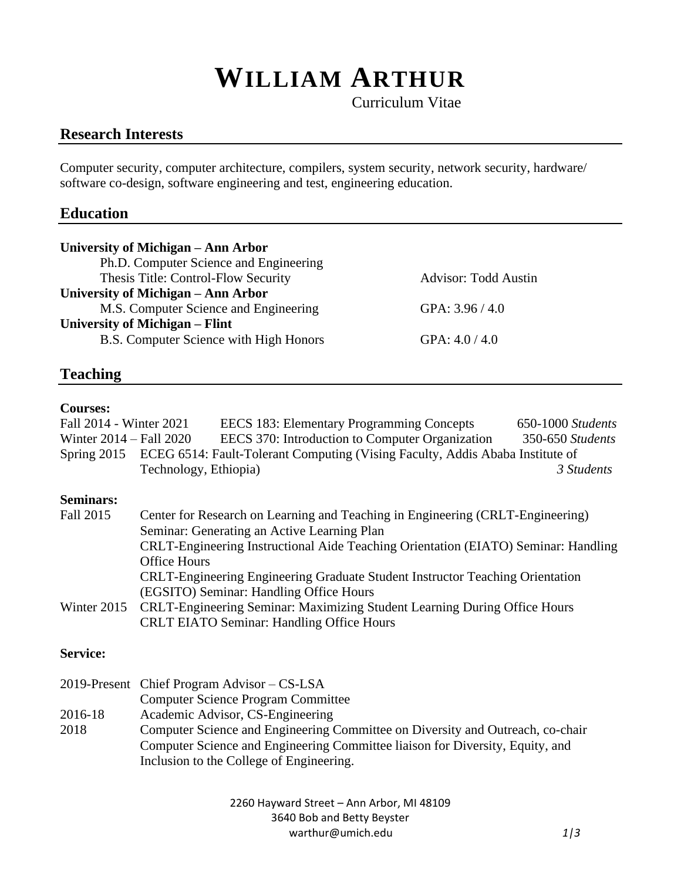# WILLIAM ARTHUR

Curriculum Vitae

## Research Interests

Computer security, computer architecture, compilers, system security, network security, hardware/ software co-design, software engineering and test, engineering education.

## Education

**University of Michigan – Ann Arbor**
Ph.D. Computer Science and Engineering
Thesis Title: Control-Flow Security — Advisor: Todd Austin

**University of Michigan – Ann Arbor**
M.S. Computer Science and Engineering — GPA: 3.96 / 4.0

**University of Michigan – Flint**
B.S. Computer Science with High Honors — GPA: 4.0 / 4.0

## Teaching

**Courses:**

| | | |
|---|---|---|
| Fall 2014 - Winter 2021 | EECS 183: Elementary Programming Concepts | 650-1000 *Students* |
| Winter 2014 – Fall 2020 | EECS 370: Introduction to Computer Organization | 350-650 *Students* |
| Spring 2015 | ECEG 6514: Fault-Tolerant Computing (Vising Faculty, Addis Ababa Institute of Technology, Ethiopia) | *3 Students* |

**Seminars:**

Fall 2015
- Center for Research on Learning and Teaching in Engineering (CRLT-Engineering) Seminar: Generating an Active Learning Plan
- CRLT-Engineering Instructional Aide Teaching Orientation (EIATO) Seminar: Handling Office Hours
- CRLT-Engineering Engineering Graduate Student Instructor Teaching Orientation (EGSITO) Seminar: Handling Office Hours

Winter 2015
- CRLT-Engineering Seminar: Maximizing Student Learning During Office Hours
- CRLT EIATO Seminar: Handling Office Hours

**Service:**

2019-Present
- Chief Program Advisor – CS-LSA
- Computer Science Program Committee

2016-18
- Academic Advisor, CS-Engineering

2018
- Computer Science and Engineering Committee on Diversity and Outreach, co-chair
- Computer Science and Engineering Committee liaison for Diversity, Equity, and Inclusion to the College of Engineering.

2260 Hayward Street – Ann Arbor, MI 48109
3640 Bob and Betty Beyster
warthur@umich.edu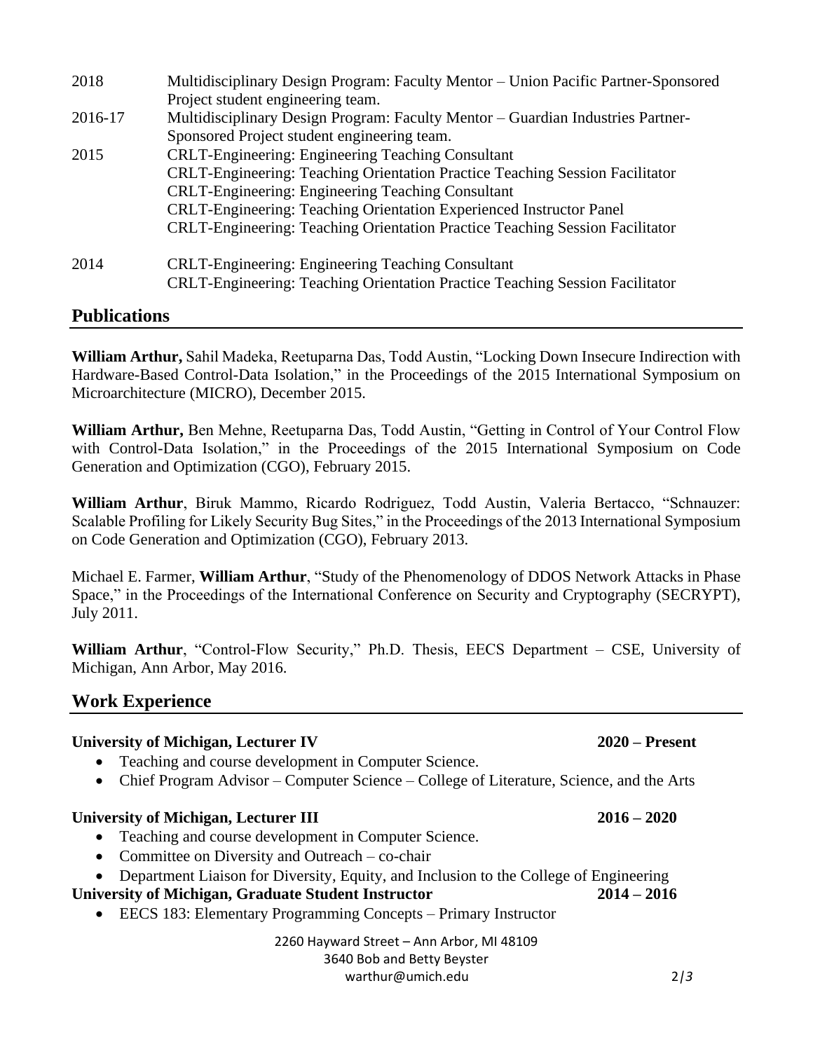| | |
|---|---|
| 2018 | Multidisciplinary Design Program: Faculty Mentor – Union Pacific Partner-Sponsored Project student engineering team. |
| 2016-17 | Multidisciplinary Design Program: Faculty Mentor – Guardian Industries Partner-Sponsored Project student engineering team. |
| 2015 | CRLT-Engineering: Engineering Teaching Consultant<br>CRLT-Engineering: Teaching Orientation Practice Teaching Session Facilitator<br>CRLT-Engineering: Engineering Teaching Consultant<br>CRLT-Engineering: Teaching Orientation Experienced Instructor Panel<br>CRLT-Engineering: Teaching Orientation Practice Teaching Session Facilitator |
| 2014 | CRLT-Engineering: Engineering Teaching Consultant<br>CRLT-Engineering: Teaching Orientation Practice Teaching Session Facilitator |

## Publications

**William Arthur,** Sahil Madeka, Reetuparna Das, Todd Austin, "Locking Down Insecure Indirection with Hardware-Based Control-Data Isolation," in the Proceedings of the 2015 International Symposium on Microarchitecture (MICRO), December 2015.

**William Arthur,** Ben Mehne, Reetuparna Das, Todd Austin, "Getting in Control of Your Control Flow with Control-Data Isolation," in the Proceedings of the 2015 International Symposium on Code Generation and Optimization (CGO), February 2015.

**William Arthur**, Biruk Mammo, Ricardo Rodriguez, Todd Austin, Valeria Bertacco, "Schnauzer: Scalable Profiling for Likely Security Bug Sites," in the Proceedings of the 2013 International Symposium on Code Generation and Optimization (CGO), February 2013.

Michael E. Farmer, **William Arthur**, "Study of the Phenomenology of DDOS Network Attacks in Phase Space," in the Proceedings of the International Conference on Security and Cryptography (SECRYPT), July 2011.

**William Arthur**, "Control-Flow Security," Ph.D. Thesis, EECS Department – CSE, University of Michigan, Ann Arbor, May 2016.

## Work Experience

**University of Michigan, Lecturer IV** **2020 – Present**

- Teaching and course development in Computer Science.
- Chief Program Advisor – Computer Science – College of Literature, Science, and the Arts

**University of Michigan, Lecturer III** **2016 – 2020**

- Teaching and course development in Computer Science.
- Committee on Diversity and Outreach – co-chair
- Department Liaison for Diversity, Equity, and Inclusion to the College of Engineering

**University of Michigan, Graduate Student Instructor** **2014 – 2016**

- EECS 183: Elementary Programming Concepts – Primary Instructor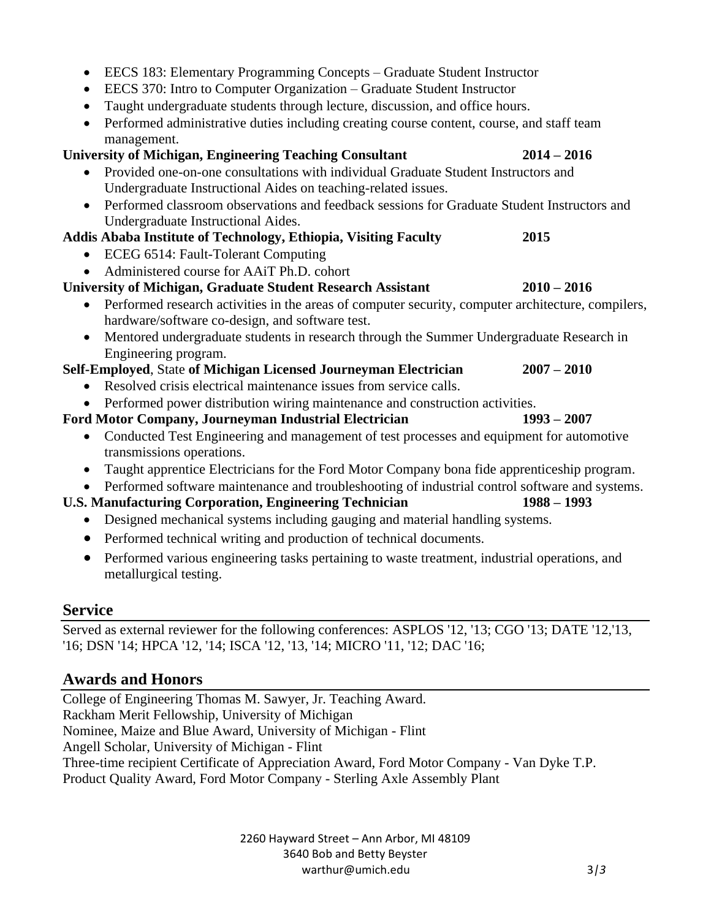- EECS 183: Elementary Programming Concepts – Graduate Student Instructor
- EECS 370: Intro to Computer Organization – Graduate Student Instructor
- Taught undergraduate students through lecture, discussion, and office hours.
- Performed administrative duties including creating course content, course, and staff team management.

**University of Michigan, Engineering Teaching Consultant** **2014 – 2016**

- Provided one-on-one consultations with individual Graduate Student Instructors and Undergraduate Instructional Aides on teaching-related issues.
- Performed classroom observations and feedback sessions for Graduate Student Instructors and Undergraduate Instructional Aides.

**Addis Ababa Institute of Technology, Ethiopia, Visiting Faculty** **2015**

- ECEG 6514: Fault-Tolerant Computing
- Administered course for AAiT Ph.D. cohort

**University of Michigan, Graduate Student Research Assistant** **2010 – 2016**

- Performed research activities in the areas of computer security, computer architecture, compilers, hardware/software co-design, and software test.
- Mentored undergraduate students in research through the Summer Undergraduate Research in Engineering program.

**Self-Employed**, State **of Michigan Licensed Journeyman Electrician** **2007 – 2010**

- Resolved crisis electrical maintenance issues from service calls.
- Performed power distribution wiring maintenance and construction activities.

**Ford Motor Company, Journeyman Industrial Electrician** **1993 – 2007**

- Conducted Test Engineering and management of test processes and equipment for automotive transmissions operations.
- Taught apprentice Electricians for the Ford Motor Company bona fide apprenticeship program.
- Performed software maintenance and troubleshooting of industrial control software and systems.

**U.S. Manufacturing Corporation, Engineering Technician** **1988 – 1993**

- Designed mechanical systems including gauging and material handling systems.
- Performed technical writing and production of technical documents.
- Performed various engineering tasks pertaining to waste treatment, industrial operations, and metallurgical testing.

## Service

Served as external reviewer for the following conferences: ASPLOS '12, '13; CGO '13; DATE '12,'13, '16; DSN '14; HPCA '12, '14; ISCA '12, '13, '14; MICRO '11, '12; DAC '16;

## Awards and Honors

College of Engineering Thomas M. Sawyer, Jr. Teaching Award.
Rackham Merit Fellowship, University of Michigan
Nominee, Maize and Blue Award, University of Michigan - Flint
Angell Scholar, University of Michigan - Flint
Three-time recipient Certificate of Appreciation Award, Ford Motor Company - Van Dyke T.P.
Product Quality Award, Ford Motor Company - Sterling Axle Assembly Plant